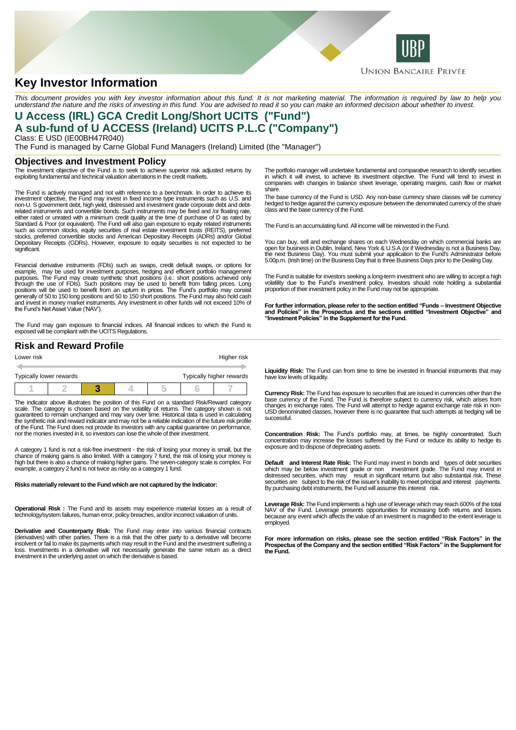# Key Investor Information

*This document provides you with key investor information about this fund. It is not marketing material. The information is required by law to help you understand the nature and the risks of investing in this fund. You are advised to read it so you can make an informed decision about whether to invest.*

## U Access (IRL) GCA Credit Long/Short UCITS ("Fund")
## A sub-fund of U ACCESS (Ireland) UCITS P.L.C ("Company")

Class: E USD (IE00BH47R040)

The Fund is managed by Carne Global Fund Managers (Ireland) Limited (the "Manager")

## Objectives and Investment Policy

The investment objective of the Fund is to seek to achieve superior risk adjusted returns by exploiting fundamental and technical valuation aberrations in the credit markets.

The Fund is actively managed and not with reference to a benchmark. In order to achieve its investment objective, the Fund may invest in fixed income type instruments such as U.S. and non-U. S government debt, high yield, distressed and investment grade corporate debt and debt-related instruments and convertible bonds. Such instruments may be fixed and /or floating rate, either rated or unrated with a minimum credit quality at the time of purchase of D as rated by Standard & Poor (or equivalent). The Fund will also gain exposure to equity related instruments such as common stocks, equity securities of real estate investment trusts (REITS), preferred stocks, preferred convertible stocks and American Depositary Receipts (ADRs) and/or Global Depositary Receipts (GDRs). However, exposure to equity securities is not expected to be significant.

Financial derivative instruments (FDIs) such as swaps, credit default swaps, or options for example, may be used for investment purposes, hedging and efficient portfolio management purposes. The Fund may create synthetic short positions (i.e.: short positions achieved only through the use of FDIs). Such positions may be used to benefit from falling prices. Long positions will be used to benefit from an upturn in prices. The Fund's portfolio may consist generally of 50 to 150 long positions and 50 to 150 short positions. The Fund may also hold cash and invest in money market instruments. Any investment in other funds will not exceed 10% of the Fund's Net Asset Value ('NAV').

The Fund may gain exposure to financial indices. All financial indices to which the Fund is exposed will be compliant with the UCITS Regulations.

The portfolio manager will undertake fundamental and comparative research to identify securities in which it will invest, to achieve its investment objective. The Fund will tend to invest in companies with changes in balance sheet leverage, operating margins, cash flow or market share.

The base currency of the Fund is USD. Any non-base currency share classes will be currency hedged to hedge against the currency exposure between the denominated currency of the share class and the base currency of the Fund.

The Fund is an accumulating fund. All income will be reinvested in the Fund.

You can buy, sell and exchange shares on each Wednesday on which commercial banks are open for business in Dublin, Ireland, New York & U.S.A (or if Wednesday is not a Business Day, the next Business Day). You must submit your application to the Fund's Administrator before 5.00p.m. (Irish time) on the Business Day that is three Business Days prior to the Dealing Day.

The Fund is suitable for investors seeking a long-term investment who are willing to accept a high volatility due to the Fund's investment policy. Investors should note holding a substantial proportion of their investment policy in the Fund may not be appropriate.

**For further information, please refer to the section entitled "Funds – Investment Objective and Policies" in the Prospectus and the sections entitled "Investment Objective" and "Investment Policies" in the Supplement for the Fund.**

## Risk and Reward Profile

| Lower risk | | | | | | Higher risk |
|---|---|---|---|---|---|---|
| Typically lower rewards | | | | | | Typically higher rewards |
| 1 | 2 | **3** | 4 | 5 | 6 | 7 |

The indicator above illustrates the position of this Fund on a standard Risk/Reward category scale. The category is chosen based on the volatility of returns. The category shown is not guaranteed to remain unchanged and may vary over time. Historical data is used in calculating the synthetic risk and reward indicator and may not be a reliable indication of the future risk profile of the Fund. The Fund does not provide its investors with any capital guarantee on performance, nor the monies invested in it, so investors can lose the whole of their investment.

A category 1 fund is not a risk-free investment - the risk of losing your money is small, but the chance of making gains is also limited. With a category 7 fund, the risk of losing your money is high but there is also a chance of making higher gains. The seven-category scale is complex. For example, a category 2 fund is not twice as risky as a category 1 fund.

**Risks materially relevant to the Fund which are not captured by the Indicator:**

**Operational Risk :** The Fund and its assets may experience material losses as a result of technology/system failures, human error, policy breaches, and/or incorrect valuation of units.

**Derivative and Counterparty Risk:** The Fund may enter into various financial contracts (derivatives) with other parties. There is a risk that the other party to a derivative will become insolvent or fail to make its payments which may result in the Fund and the investment suffering a loss. Investments in a derivative will not necessarily generate the same return as a direct investment in the underlying asset on which the derivative is based.

**Liquidity Risk:** The Fund can from time to time be invested in financial instruments that may have low levels of liquidity.

**Currency Risk:** The Fund has exposure to securities that are issued in currencies other than the base currency of the Fund. The Fund is therefore subject to currency risk, which arises from changes in exchange rates. The Fund will attempt to hedge against exchange rate risk in non-USD denominated classes, however there is no guarantee that such attempts at hedging will be successful.

**Concentration Risk:** The Fund's portfolio may, at times, be highly concentrated. Such concentration may increase the losses suffered by the Fund or reduce its ability to hedge its exposure and to dispose of depreciating assets.

**Default and Interest Rate Risk:** The Fund may invest in bonds and types of debt securities which may be below investment grade or non investment grade. The Fund may invest in distressed securities, which may result in significant returns but also substantial risk. These securities are subject to the risk of the issuer's inability to meet principal and interest payments. By purchasing debt instruments, the Fund will assume this interest risk.

**Leverage Risk:** The Fund implements a high use of leverage which may reach 600% of the total NAV of the Fund. Leverage presents opportunities for increasing both returns and losses because any event which affects the value of an investment is magnified to the extent leverage is employed.

**For more information on risks, please see the section entitled "Risk Factors" in the Prospectus of the Company and the section entitled "Risk Factors" in the Supplement for the Fund.**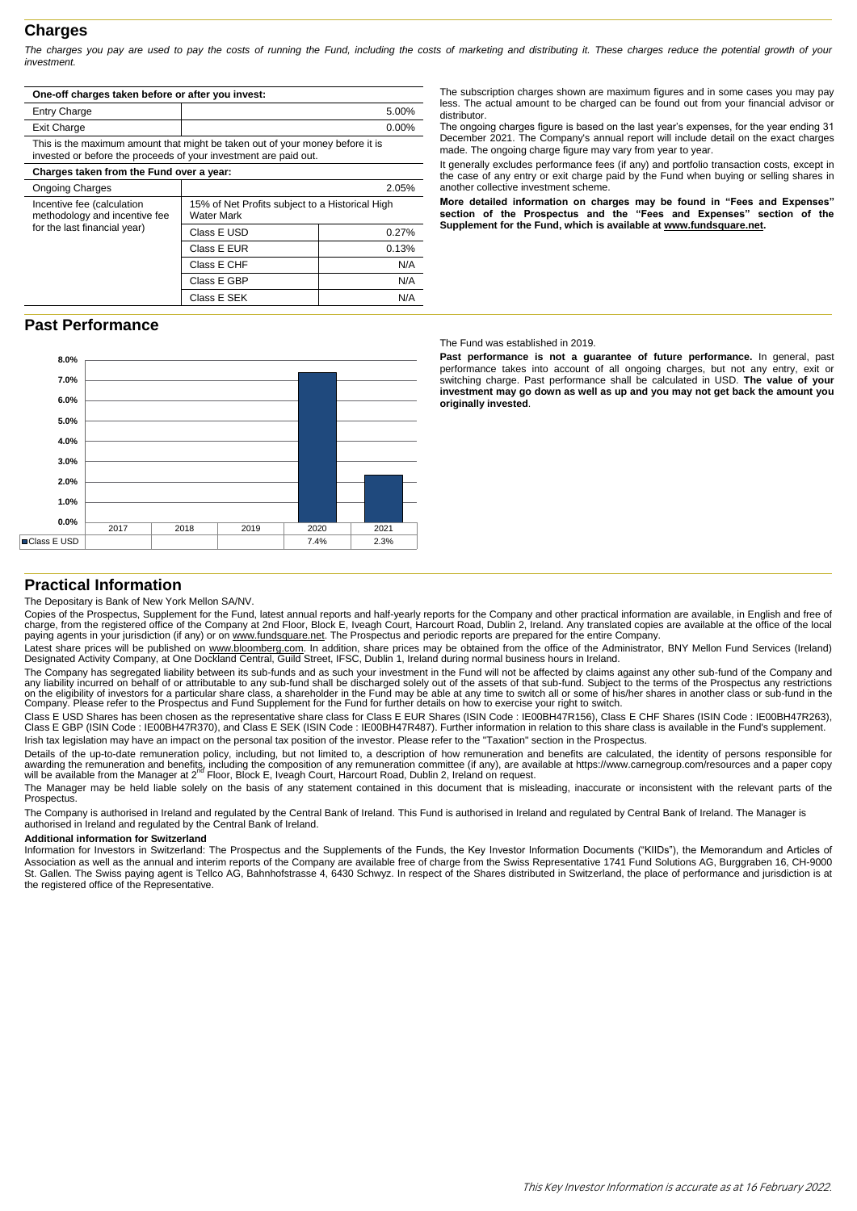## Charges

*The charges you pay are used to pay the costs of running the Fund, including the costs of marketing and distributing it. These charges reduce the potential growth of your investment.*

| **One-off charges taken before or after you invest:** | | |
|---|---|---|
| Entry Charge | | 5.00% |
| Exit Charge | | 0.00% |
| This is the maximum amount that might be taken out of your money before it is invested or before the proceeds of your investment are paid out. | | |
| **Charges taken from the Fund over a year:** | | |
| Ongoing Charges | | 2.05% |
| Incentive fee (calculation methodology and incentive fee for the last financial year) | 15% of Net Profits subject to a Historical High Water Mark | |
| | Class E USD | 0.27% |
| | Class E EUR | 0.13% |
| | Class E CHF | N/A |
| | Class E GBP | N/A |
| | Class E SEK | N/A |

The subscription charges shown are maximum figures and in some cases you may pay less. The actual amount to be charged can be found out from your financial advisor or distributor.

The ongoing charges figure is based on the last year's expenses, for the year ending 31 December 2021. The Company's annual report will include detail on the exact charges made. The ongoing charge figure may vary from year to year.

It generally excludes performance fees (if any) and portfolio transaction costs, except in the case of any entry or exit charge paid by the Fund when buying or selling shares in another collective investment scheme.

**More detailed information on charges may be found in "Fees and Expenses" section of the Prospectus and the "Fees and Expenses" section of the Supplement for the Fund, which is available at www.fundsquare.net.**

## Past Performance

8.0%
7.0%
6.0%
5.0%
4.0%
3.0%
2.0%
1.0%
0.0%

2017 2018 2019 2020 2021

Class E USD 7.4% 2.3%

The Fund was established in 2019.

**Past performance is not a guarantee of future performance.** In general, past performance takes into account of all ongoing charges, but not any entry, exit or switching charge. Past performance shall be calculated in USD. **The value of your investment may go down as well as up and you may not get back the amount you originally invested**.

## Practical Information

The Depositary is Bank of New York Mellon SA/NV.

Copies of the Prospectus, Supplement for the Fund, latest annual reports and half-yearly reports for the Company and other practical information are available, in English and free of charge, from the registered office of the Company at 2nd Floor, Block E, Iveagh Court, Harcourt Road, Dublin 2, Ireland. Any translated copies are available at the office of the local paying agents in your jurisdiction (if any) or on www.fundsquare.net. The Prospectus and periodic reports are prepared for the entire Company.

Latest share prices will be published on www.bloomberg.com. In addition, share prices may be obtained from the office of the Administrator, BNY Mellon Fund Services (Ireland) Designated Activity Company, at One Dockland Central, Guild Street, IFSC, Dublin 1, Ireland during normal business hours in Ireland.

The Company has segregated liability between its sub-funds and as such your investment in the Fund will not be affected by claims against any other sub-fund of the Company and any liability incurred on behalf of or attributable to any sub-fund shall be discharged solely out of the assets of that sub-fund. Subject to the terms of the Prospectus any restrictions on the eligibility of investors for a particular share class, a shareholder in the Fund may be able at any time to switch all or some of his/her shares in another class or sub-fund in the Company. Please refer to the Prospectus and Fund Supplement for the Fund for further details on how to exercise your right to switch.

Class E USD Shares has been chosen as the representative share class for Class E EUR Shares (ISIN Code : IE00BH47R156), Class E CHF Shares (ISIN Code : IE00BH47R263), Class E GBP (ISIN Code : IE00BH47R370), and Class E SEK (ISIN Code : IE00BH47R487). Further information in relation to this share class is available in the Fund's supplement.

Irish tax legislation may have an impact on the personal tax position of the investor. Please refer to the "Taxation" section in the Prospectus.

Details of the up-to-date remuneration policy, including, but not limited to, a description of how remuneration and benefits are calculated, the identity of persons responsible for awarding the remuneration and benefits, including the composition of any remuneration committee (if any), are available at https://www.carnegroup.com/resources and a paper copy will be available from the Manager at 2nd Floor, Block E, Iveagh Court, Harcourt Road, Dublin 2, Ireland on request.

The Manager may be held liable solely on the basis of any statement contained in this document that is misleading, inaccurate or inconsistent with the relevant parts of the Prospectus.

The Company is authorised in Ireland and regulated by the Central Bank of Ireland. This Fund is authorised in Ireland and regulated by Central Bank of Ireland. The Manager is authorised in Ireland and regulated by the Central Bank of Ireland.

**Additional information for Switzerland**

Information for Investors in Switzerland: The Prospectus and the Supplements of the Funds, the Key Investor Information Documents ("KIIDs"), the Memorandum and Articles of Association as well as the annual and interim reports of the Company are available free of charge from the Swiss Representative 1741 Fund Solutions AG, Burggraben 16, CH-9000 St. Gallen. The Swiss paying agent is Tellco AG, Bahnhofstrasse 4, 6430 Schwyz. In respect of the Shares distributed in Switzerland, the place of performance and jurisdiction is at the registered office of the Representative.

*This Key Investor Information is accurate as at 16 February 2022.*